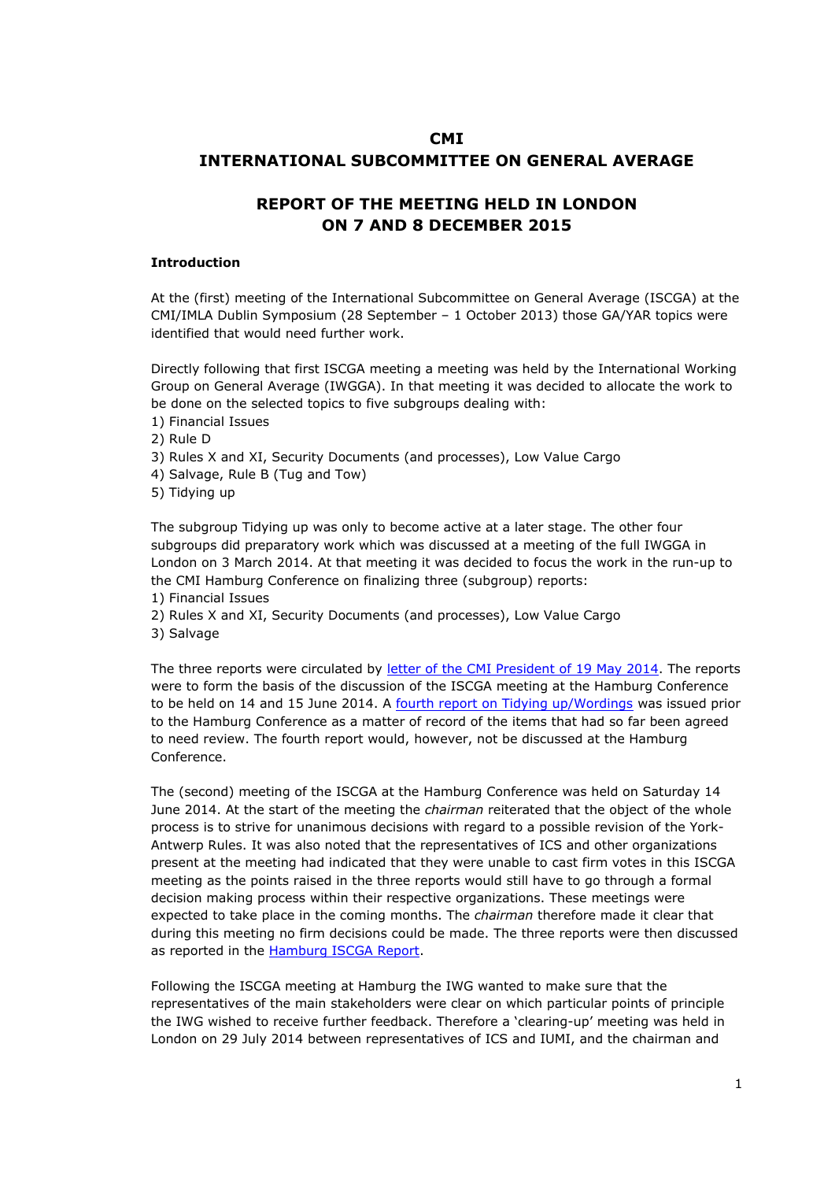**CMI**

**INTERNATIONAL SUBCOMMITTEE ON GENERAL AVERAGE**

# REPORT OF THE MEETING HELD IN LONDON ON 7 AND 8 DECEMBER 2015

### Introduction

At the (first) meeting of the International Subcommittee on General Average (ISCGA) at the CMI/IMLA Dublin Symposium (28 September – 1 October 2013) those GA/YAR topics were identified that would need further work.

Directly following that first ISCGA meeting a meeting was held by the International Working Group on General Average (IWGGA). In that meeting it was decided to allocate the work to be done on the selected topics to five subgroups dealing with:
1) Financial Issues
2) Rule D
3) Rules X and XI, Security Documents (and processes), Low Value Cargo
4) Salvage, Rule B (Tug and Tow)
5) Tidying up

The subgroup Tidying up was only to become active at a later stage. The other four subgroups did preparatory work which was discussed at a meeting of the full IWGGA in London on 3 March 2014. At that meeting it was decided to focus the work in the run-up to the CMI Hamburg Conference on finalizing three (subgroup) reports:
1) Financial Issues
2) Rules X and XI, Security Documents (and processes), Low Value Cargo
3) Salvage

The three reports were circulated by letter of the CMI President of 19 May 2014. The reports were to form the basis of the discussion of the ISCGA meeting at the Hamburg Conference to be held on 14 and 15 June 2014. A fourth report on Tidying up/Wordings was issued prior to the Hamburg Conference as a matter of record of the items that had so far been agreed to need review. The fourth report would, however, not be discussed at the Hamburg Conference.

The (second) meeting of the ISCGA at the Hamburg Conference was held on Saturday 14 June 2014. At the start of the meeting the *chairman* reiterated that the object of the whole process is to strive for unanimous decisions with regard to a possible revision of the York-Antwerp Rules. It was also noted that the representatives of ICS and other organizations present at the meeting had indicated that they were unable to cast firm votes in this ISCGA meeting as the points raised in the three reports would still have to go through a formal decision making process within their respective organizations. These meetings were expected to take place in the coming months. The *chairman* therefore made it clear that during this meeting no firm decisions could be made. The three reports were then discussed as reported in the Hamburg ISCGA Report.

Following the ISCGA meeting at Hamburg the IWG wanted to make sure that the representatives of the main stakeholders were clear on which particular points of principle the IWG wished to receive further feedback. Therefore a 'clearing-up' meeting was held in London on 29 July 2014 between representatives of ICS and IUMI, and the chairman and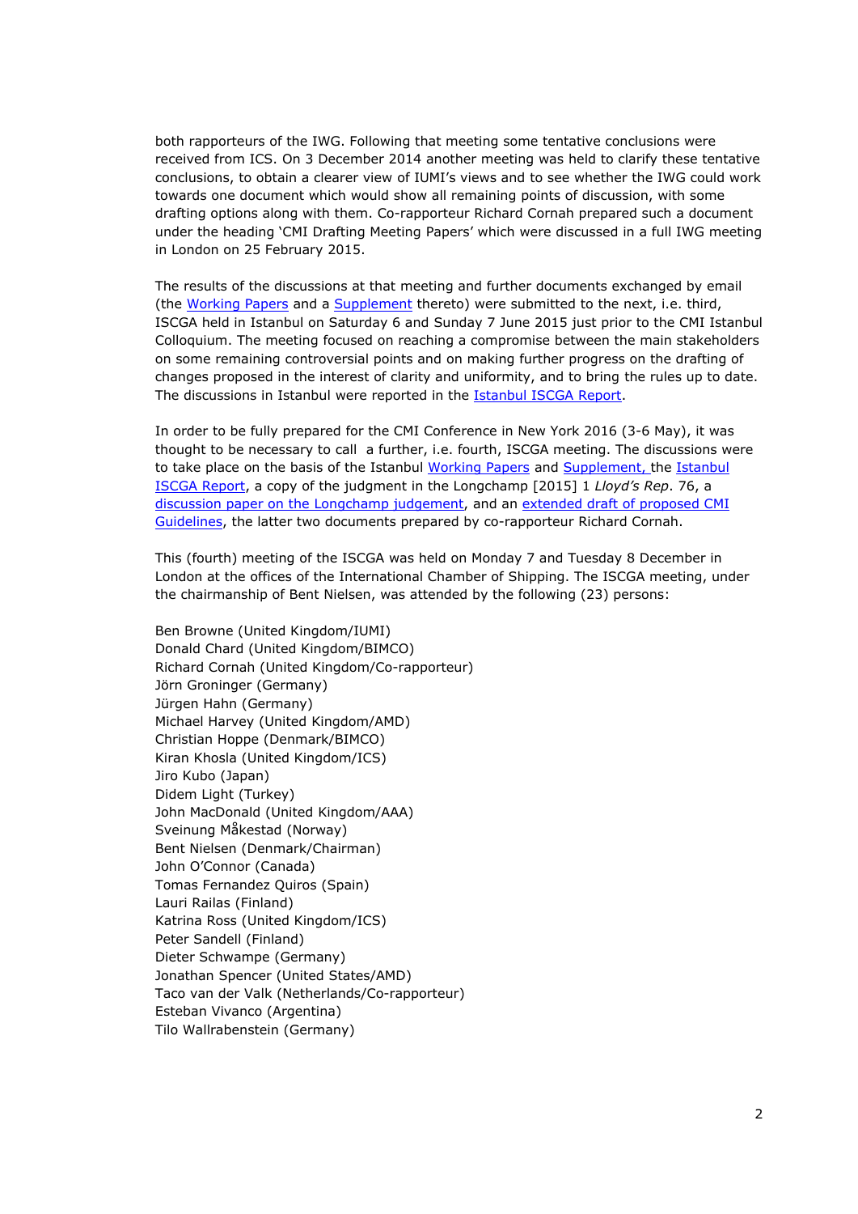both rapporteurs of the IWG. Following that meeting some tentative conclusions were received from ICS. On 3 December 2014 another meeting was held to clarify these tentative conclusions, to obtain a clearer view of IUMI's views and to see whether the IWG could work towards one document which would show all remaining points of discussion, with some drafting options along with them. Co-rapporteur Richard Cornah prepared such a document under the heading 'CMI Drafting Meeting Papers' which were discussed in a full IWG meeting in London on 25 February 2015.

The results of the discussions at that meeting and further documents exchanged by email (the Working Papers and a Supplement thereto) were submitted to the next, i.e. third, ISCGA held in Istanbul on Saturday 6 and Sunday 7 June 2015 just prior to the CMI Istanbul Colloquium. The meeting focused on reaching a compromise between the main stakeholders on some remaining controversial points and on making further progress on the drafting of changes proposed in the interest of clarity and uniformity, and to bring the rules up to date. The discussions in Istanbul were reported in the Istanbul ISCGA Report.

In order to be fully prepared for the CMI Conference in New York 2016 (3-6 May), it was thought to be necessary to call a further, i.e. fourth, ISCGA meeting. The discussions were to take place on the basis of the Istanbul Working Papers and Supplement, the Istanbul ISCGA Report, a copy of the judgment in the Longchamp [2015] 1 *Lloyd's Rep*. 76, a discussion paper on the Longchamp judgement, and an extended draft of proposed CMI Guidelines, the latter two documents prepared by co-rapporteur Richard Cornah.

This (fourth) meeting of the ISCGA was held on Monday 7 and Tuesday 8 December in London at the offices of the International Chamber of Shipping. The ISCGA meeting, under the chairmanship of Bent Nielsen, was attended by the following (23) persons:

Ben Browne (United Kingdom/IUMI)
Donald Chard (United Kingdom/BIMCO)
Richard Cornah (United Kingdom/Co-rapporteur)
Jörn Groninger (Germany)
Jürgen Hahn (Germany)
Michael Harvey (United Kingdom/AMD)
Christian Hoppe (Denmark/BIMCO)
Kiran Khosla (United Kingdom/ICS)
Jiro Kubo (Japan)
Didem Light (Turkey)
John MacDonald (United Kingdom/AAA)
Sveinung Måkestad (Norway)
Bent Nielsen (Denmark/Chairman)
John O'Connor (Canada)
Tomas Fernandez Quiros (Spain)
Lauri Railas (Finland)
Katrina Ross (United Kingdom/ICS)
Peter Sandell (Finland)
Dieter Schwampe (Germany)
Jonathan Spencer (United States/AMD)
Taco van der Valk (Netherlands/Co-rapporteur)
Esteban Vivanco (Argentina)
Tilo Wallrabenstein (Germany)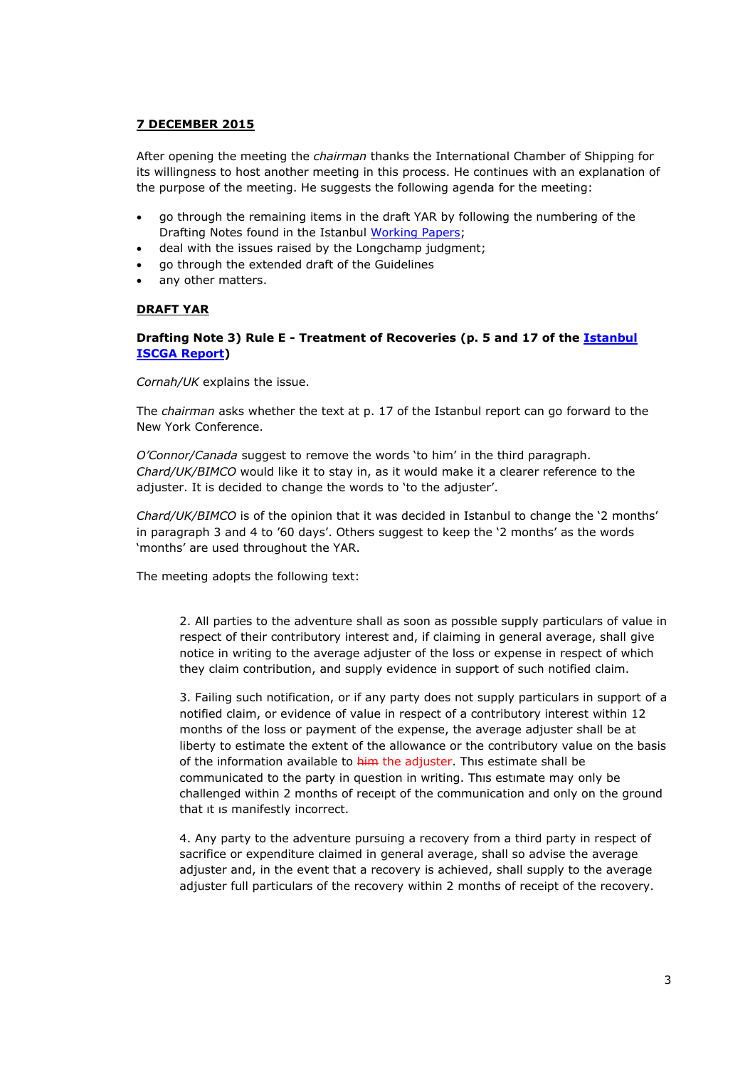**7 DECEMBER 2015**

After opening the meeting the *chairman* thanks the International Chamber of Shipping for its willingness to host another meeting in this process. He continues with an explanation of the purpose of the meeting. He suggests the following agenda for the meeting:

- go through the remaining items in the draft YAR by following the numbering of the Drafting Notes found in the Istanbul Working Papers;
- deal with the issues raised by the Longchamp judgment;
- go through the extended draft of the Guidelines
- any other matters.

**DRAFT YAR**

**Drafting Note 3) Rule E - Treatment of Recoveries (p. 5 and 17 of the Istanbul ISCGA Report)**

*Cornah/UK* explains the issue.

The *chairman* asks whether the text at p. 17 of the Istanbul report can go forward to the New York Conference.

*O'Connor/Canada* suggest to remove the words 'to him' in the third paragraph. *Chard/UK/BIMCO* would like it to stay in, as it would make it a clearer reference to the adjuster. It is decided to change the words to 'to the adjuster'.

*Chard/UK/BIMCO* is of the opinion that it was decided in Istanbul to change the '2 months' in paragraph 3 and 4 to '60 days'. Others suggest to keep the '2 months' as the words 'months' are used throughout the YAR.

The meeting adopts the following text:

> 2. All parties to the adventure shall as soon as possible supply particulars of value in respect of their contributory interest and, if claiming in general average, shall give notice in writing to the average adjuster of the loss or expense in respect of which they claim contribution, and supply evidence in support of such notified claim.
>
> 3. Failing such notification, or if any party does not supply particulars in support of a notified claim, or evidence of value in respect of a contributory interest within 12 months of the loss or payment of the expense, the average adjuster shall be at liberty to estimate the extent of the allowance or the contributory value on the basis of the information available to ~~him~~ the adjuster. This estimate shall be communicated to the party in question in writing. This estimate may only be challenged within 2 months of receipt of the communication and only on the ground that it is manifestly incorrect.
>
> 4. Any party to the adventure pursuing a recovery from a third party in respect of sacrifice or expenditure claimed in general average, shall so advise the average adjuster and, in the event that a recovery is achieved, shall supply to the average adjuster full particulars of the recovery within 2 months of receipt of the recovery.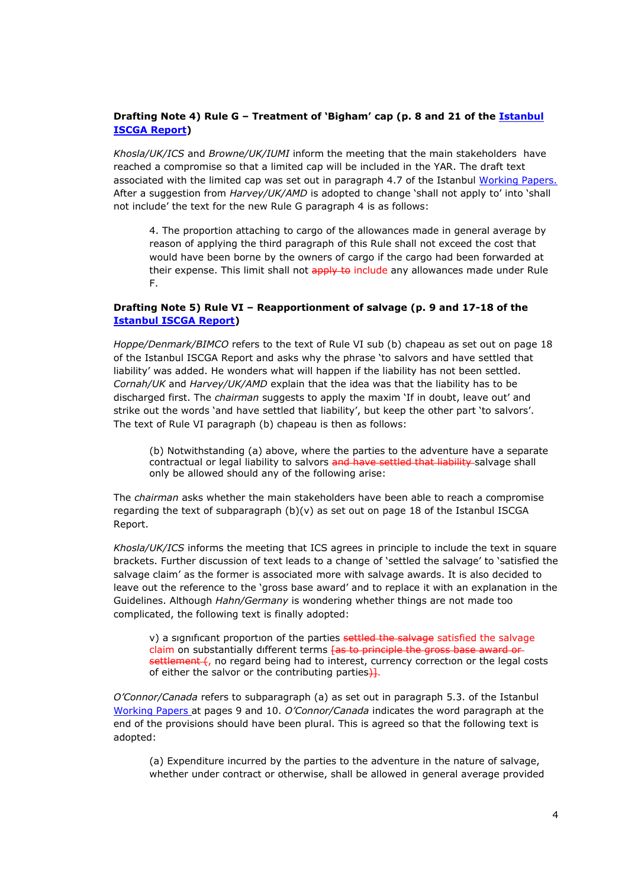**Drafting Note 4) Rule G – Treatment of 'Bigham' cap (p. 8 and 21 of the Istanbul ISCGA Report)**

*Khosla/UK/ICS* and *Browne/UK/IUMI* inform the meeting that the main stakeholders have reached a compromise so that a limited cap will be included in the YAR. The draft text associated with the limited cap was set out in paragraph 4.7 of the Istanbul Working Papers. After a suggestion from *Harvey/UK/AMD* is adopted to change 'shall not apply to' into 'shall not include' the text for the new Rule G paragraph 4 is as follows:

> 4. The proportion attaching to cargo of the allowances made in general average by reason of applying the third paragraph of this Rule shall not exceed the cost that would have been borne by the owners of cargo if the cargo had been forwarded at their expense. This limit shall not ~~apply to~~ include any allowances made under Rule F.

**Drafting Note 5) Rule VI – Reapportionment of salvage (p. 9 and 17-18 of the Istanbul ISCGA Report)**

*Hoppe/Denmark/BIMCO* refers to the text of Rule VI sub (b) chapeau as set out on page 18 of the Istanbul ISCGA Report and asks why the phrase 'to salvors and have settled that liability' was added. He wonders what will happen if the liability has not been settled. *Cornah/UK* and *Harvey/UK/AMD* explain that the idea was that the liability has to be discharged first. The *chairman* suggests to apply the maxim 'If in doubt, leave out' and strike out the words 'and have settled that liability', but keep the other part 'to salvors'. The text of Rule VI paragraph (b) chapeau is then as follows:

> (b) Notwithstanding (a) above, where the parties to the adventure have a separate contractual or legal liability to salvors ~~and have settled that liability~~ salvage shall only be allowed should any of the following arise:

The *chairman* asks whether the main stakeholders have been able to reach a compromise regarding the text of subparagraph (b)(v) as set out on page 18 of the Istanbul ISCGA Report.

*Khosla/UK/ICS* informs the meeting that ICS agrees in principle to include the text in square brackets. Further discussion of text leads to a change of 'settled the salvage' to 'satisfied the salvage claim' as the former is associated more with salvage awards. It is also decided to leave out the reference to the 'gross base award' and to replace it with an explanation in the Guidelines. Although *Hahn/Germany* is wondering whether things are not made too complicated, the following text is finally adopted:

> v) a significant proportion of the parties ~~settled the salvage~~ satisfied the salvage claim on substantially different terms ~~[as to principle the gross base award or settlement (~~, no regard being had to interest, currency correction or the legal costs of either the salvor or the contributing parties~~)]~~.

*O'Connor/Canada* refers to subparagraph (a) as set out in paragraph 5.3. of the Istanbul Working Papers at pages 9 and 10. *O'Connor/Canada* indicates the word paragraph at the end of the provisions should have been plural. This is agreed so that the following text is adopted:

> (a) Expenditure incurred by the parties to the adventure in the nature of salvage, whether under contract or otherwise, shall be allowed in general average provided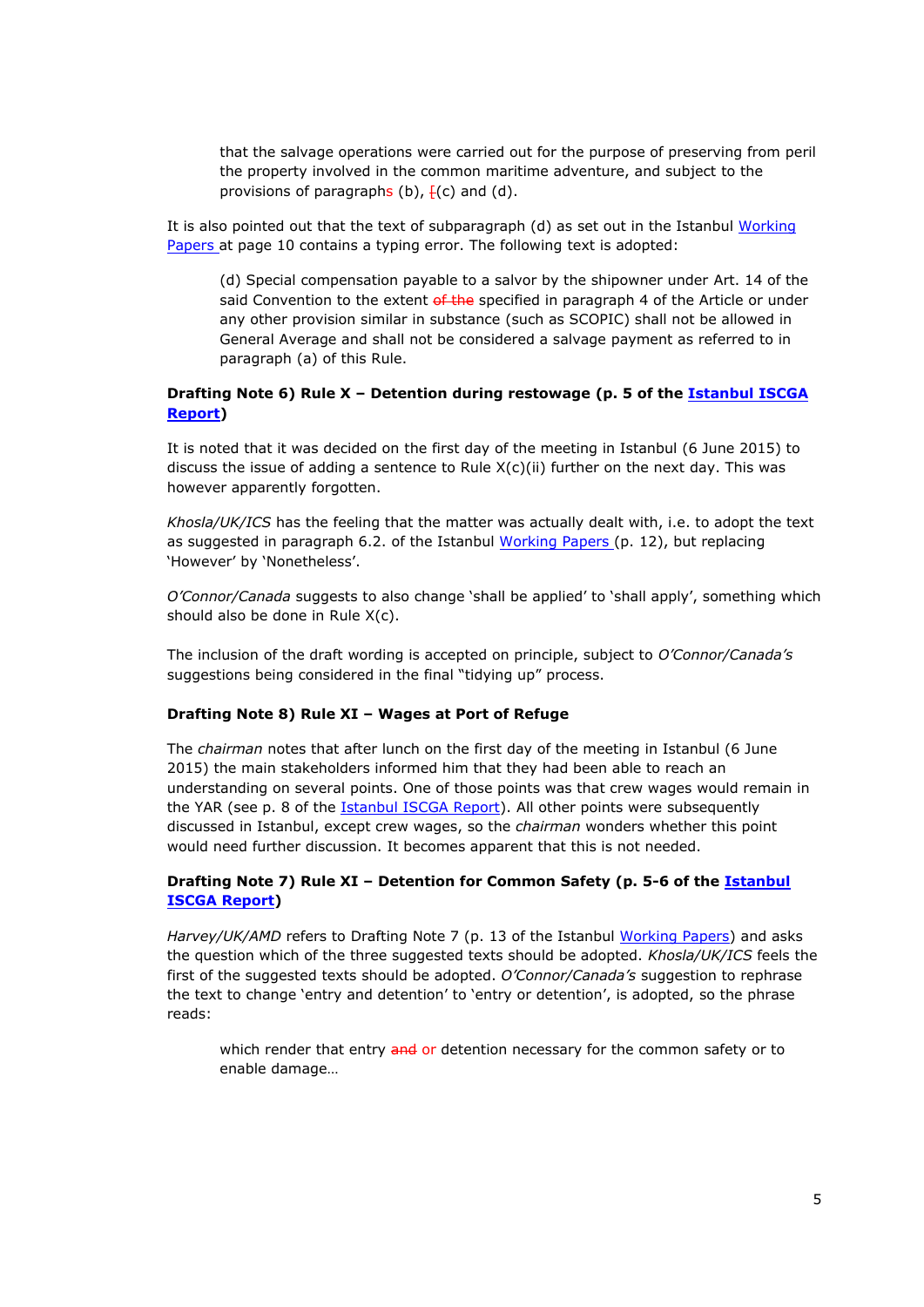that the salvage operations were carried out for the purpose of preserving from peril the property involved in the common maritime adventure, and subject to the provisions of paragraphs (b), ~~[~~(c) and (d).

It is also pointed out that the text of subparagraph (d) as set out in the Istanbul Working Papers at page 10 contains a typing error. The following text is adopted:

> (d) Special compensation payable to a salvor by the shipowner under Art. 14 of the said Convention to the extent ~~of the~~ specified in paragraph 4 of the Article or under any other provision similar in substance (such as SCOPIC) shall not be allowed in General Average and shall not be considered a salvage payment as referred to in paragraph (a) of this Rule.

**Drafting Note 6) Rule X – Detention during restowage (p. 5 of the Istanbul ISCGA Report)**

It is noted that it was decided on the first day of the meeting in Istanbul (6 June 2015) to discuss the issue of adding a sentence to Rule X(c)(ii) further on the next day. This was however apparently forgotten.

*Khosla/UK/ICS* has the feeling that the matter was actually dealt with, i.e. to adopt the text as suggested in paragraph 6.2. of the Istanbul Working Papers (p. 12), but replacing 'However' by 'Nonetheless'.

*O'Connor/Canada* suggests to also change 'shall be applied' to 'shall apply', something which should also be done in Rule X(c).

The inclusion of the draft wording is accepted on principle, subject to *O'Connor/Canada's* suggestions being considered in the final "tidying up" process.

**Drafting Note 8) Rule XI – Wages at Port of Refuge**

The *chairman* notes that after lunch on the first day of the meeting in Istanbul (6 June 2015) the main stakeholders informed him that they had been able to reach an understanding on several points. One of those points was that crew wages would remain in the YAR (see p. 8 of the Istanbul ISCGA Report). All other points were subsequently discussed in Istanbul, except crew wages, so the *chairman* wonders whether this point would need further discussion. It becomes apparent that this is not needed.

**Drafting Note 7) Rule XI – Detention for Common Safety (p. 5-6 of the Istanbul ISCGA Report)**

*Harvey/UK/AMD* refers to Drafting Note 7 (p. 13 of the Istanbul Working Papers) and asks the question which of the three suggested texts should be adopted. *Khosla/UK/ICS* feels the first of the suggested texts should be adopted. *O'Connor/Canada's* suggestion to rephrase the text to change 'entry and detention' to 'entry or detention', is adopted, so the phrase reads:

> which render that entry ~~and~~ or detention necessary for the common safety or to enable damage…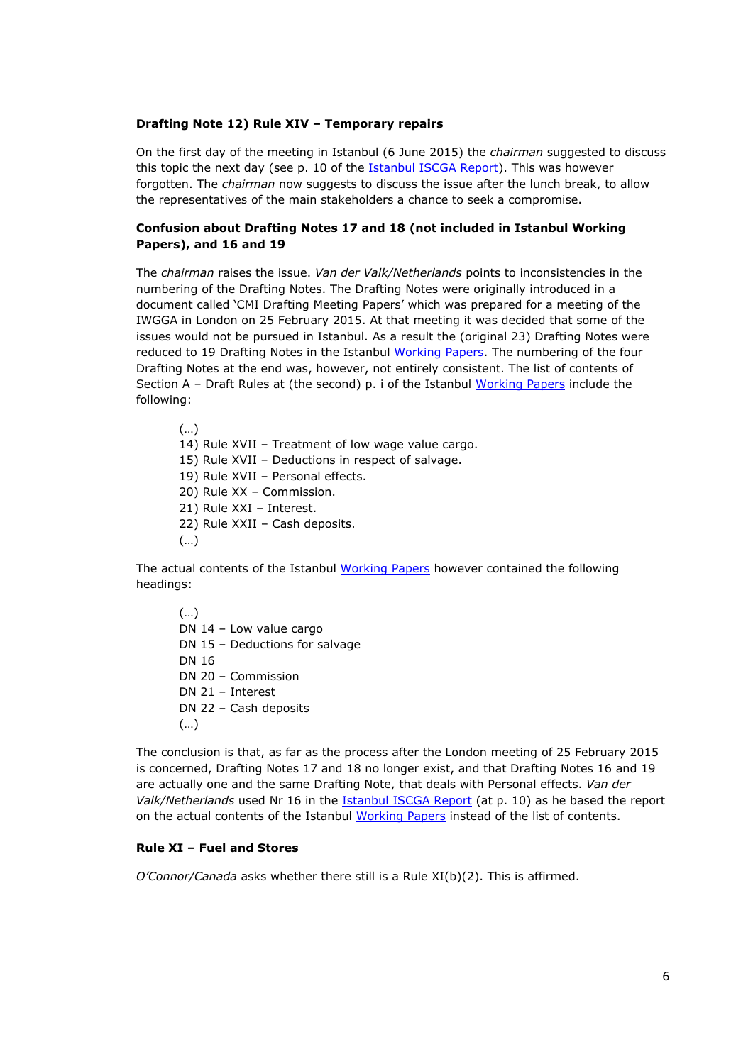**Drafting Note 12) Rule XIV – Temporary repairs**

On the first day of the meeting in Istanbul (6 June 2015) the *chairman* suggested to discuss this topic the next day (see p. 10 of the Istanbul ISCGA Report). This was however forgotten. The *chairman* now suggests to discuss the issue after the lunch break, to allow the representatives of the main stakeholders a chance to seek a compromise.

**Confusion about Drafting Notes 17 and 18 (not included in Istanbul Working Papers), and 16 and 19**

The *chairman* raises the issue. *Van der Valk/Netherlands* points to inconsistencies in the numbering of the Drafting Notes. The Drafting Notes were originally introduced in a document called 'CMI Drafting Meeting Papers' which was prepared for a meeting of the IWGGA in London on 25 February 2015. At that meeting it was decided that some of the issues would not be pursued in Istanbul. As a result the (original 23) Drafting Notes were reduced to 19 Drafting Notes in the Istanbul Working Papers. The numbering of the four Drafting Notes at the end was, however, not entirely consistent. The list of contents of Section A – Draft Rules at (the second) p. i of the Istanbul Working Papers include the following:

> (…)
> 14) Rule XVII – Treatment of low wage value cargo.
> 15) Rule XVII – Deductions in respect of salvage.
> 19) Rule XVII – Personal effects.
> 20) Rule XX – Commission.
> 21) Rule XXI – Interest.
> 22) Rule XXII – Cash deposits.
> (…)

The actual contents of the Istanbul Working Papers however contained the following headings:

> (…)
> DN 14 – Low value cargo
> DN 15 – Deductions for salvage
> DN 16
> DN 20 – Commission
> DN 21 – Interest
> DN 22 – Cash deposits
> (…)

The conclusion is that, as far as the process after the London meeting of 25 February 2015 is concerned, Drafting Notes 17 and 18 no longer exist, and that Drafting Notes 16 and 19 are actually one and the same Drafting Note, that deals with Personal effects. *Van der Valk/Netherlands* used Nr 16 in the Istanbul ISCGA Report (at p. 10) as he based the report on the actual contents of the Istanbul Working Papers instead of the list of contents.

**Rule XI – Fuel and Stores**

*O'Connor/Canada* asks whether there still is a Rule XI(b)(2). This is affirmed.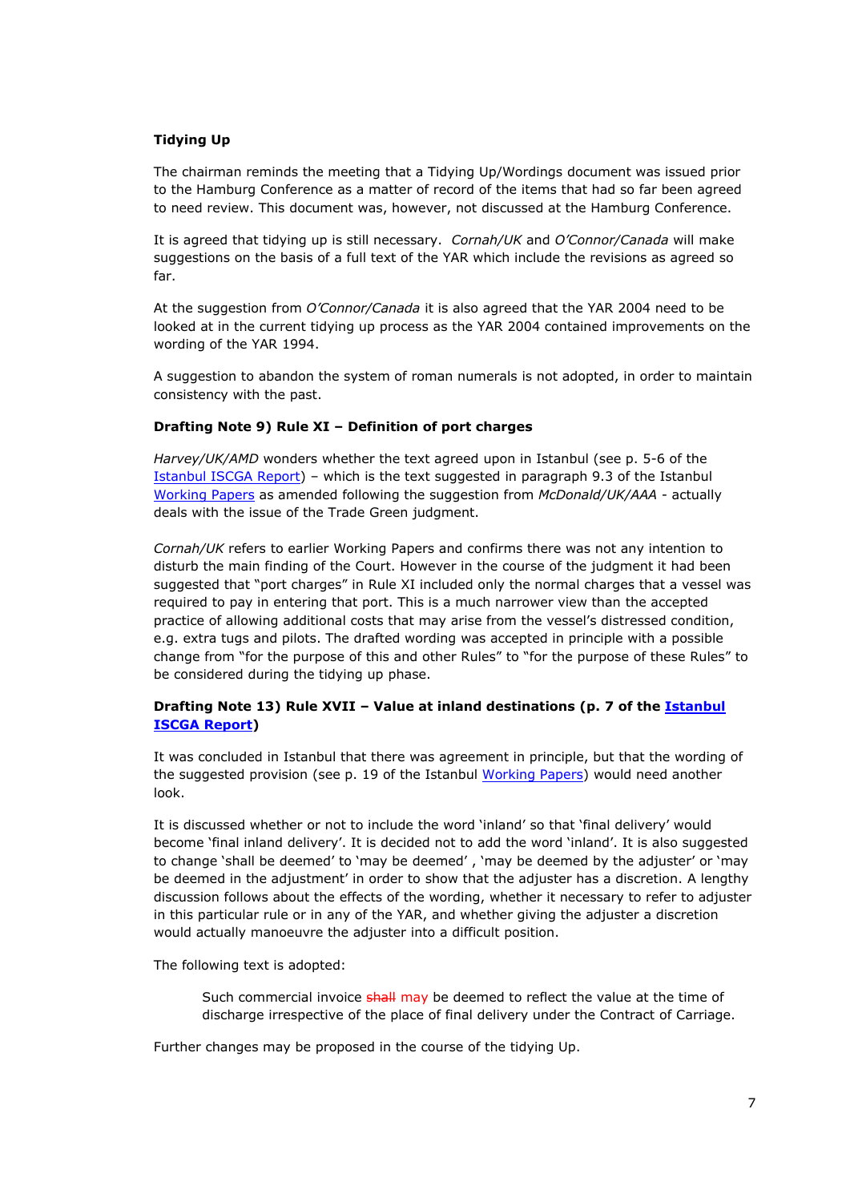**Tidying Up**

The chairman reminds the meeting that a Tidying Up/Wordings document was issued prior to the Hamburg Conference as a matter of record of the items that had so far been agreed to need review. This document was, however, not discussed at the Hamburg Conference.

It is agreed that tidying up is still necessary. *Cornah/UK* and *O'Connor/Canada* will make suggestions on the basis of a full text of the YAR which include the revisions as agreed so far.

At the suggestion from *O'Connor/Canada* it is also agreed that the YAR 2004 need to be looked at in the current tidying up process as the YAR 2004 contained improvements on the wording of the YAR 1994.

A suggestion to abandon the system of roman numerals is not adopted, in order to maintain consistency with the past.

**Drafting Note 9) Rule XI – Definition of port charges**

*Harvey/UK/AMD* wonders whether the text agreed upon in Istanbul (see p. 5-6 of the Istanbul ISCGA Report) – which is the text suggested in paragraph 9.3 of the Istanbul Working Papers as amended following the suggestion from *McDonald/UK/AAA* - actually deals with the issue of the Trade Green judgment.

*Cornah/UK* refers to earlier Working Papers and confirms there was not any intention to disturb the main finding of the Court. However in the course of the judgment it had been suggested that "port charges" in Rule XI included only the normal charges that a vessel was required to pay in entering that port. This is a much narrower view than the accepted practice of allowing additional costs that may arise from the vessel's distressed condition, e.g. extra tugs and pilots. The drafted wording was accepted in principle with a possible change from "for the purpose of this and other Rules" to "for the purpose of these Rules" to be considered during the tidying up phase.

**Drafting Note 13) Rule XVII – Value at inland destinations (p. 7 of the Istanbul ISCGA Report)**

It was concluded in Istanbul that there was agreement in principle, but that the wording of the suggested provision (see p. 19 of the Istanbul Working Papers) would need another look.

It is discussed whether or not to include the word 'inland' so that 'final delivery' would become 'final inland delivery'. It is decided not to add the word 'inland'. It is also suggested to change 'shall be deemed' to 'may be deemed' , 'may be deemed by the adjuster' or 'may be deemed in the adjustment' in order to show that the adjuster has a discretion. A lengthy discussion follows about the effects of the wording, whether it necessary to refer to adjuster in this particular rule or in any of the YAR, and whether giving the adjuster a discretion would actually manoeuvre the adjuster into a difficult position.

The following text is adopted:

> Such commercial invoice ~~shall~~ may be deemed to reflect the value at the time of discharge irrespective of the place of final delivery under the Contract of Carriage.

Further changes may be proposed in the course of the tidying Up.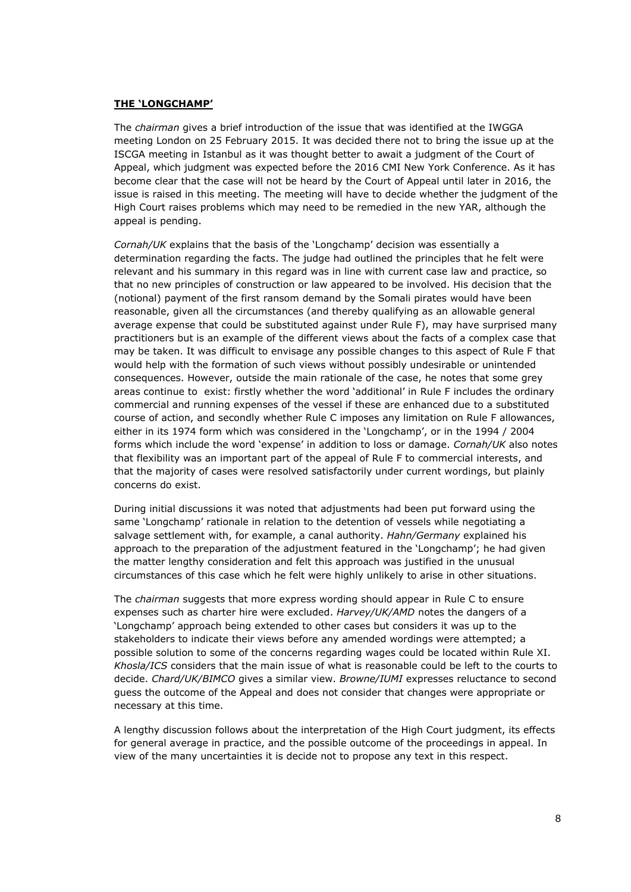**THE 'LONGCHAMP'**

The *chairman* gives a brief introduction of the issue that was identified at the IWGGA meeting London on 25 February 2015. It was decided there not to bring the issue up at the ISCGA meeting in Istanbul as it was thought better to await a judgment of the Court of Appeal, which judgment was expected before the 2016 CMI New York Conference. As it has become clear that the case will not be heard by the Court of Appeal until later in 2016, the issue is raised in this meeting. The meeting will have to decide whether the judgment of the High Court raises problems which may need to be remedied in the new YAR, although the appeal is pending.

*Cornah/UK* explains that the basis of the 'Longchamp' decision was essentially a determination regarding the facts. The judge had outlined the principles that he felt were relevant and his summary in this regard was in line with current case law and practice, so that no new principles of construction or law appeared to be involved. His decision that the (notional) payment of the first ransom demand by the Somali pirates would have been reasonable, given all the circumstances (and thereby qualifying as an allowable general average expense that could be substituted against under Rule F), may have surprised many practitioners but is an example of the different views about the facts of a complex case that may be taken. It was difficult to envisage any possible changes to this aspect of Rule F that would help with the formation of such views without possibly undesirable or unintended consequences. However, outside the main rationale of the case, he notes that some grey areas continue to exist: firstly whether the word 'additional' in Rule F includes the ordinary commercial and running expenses of the vessel if these are enhanced due to a substituted course of action, and secondly whether Rule C imposes any limitation on Rule F allowances, either in its 1974 form which was considered in the 'Longchamp', or in the 1994 / 2004 forms which include the word 'expense' in addition to loss or damage. *Cornah/UK* also notes that flexibility was an important part of the appeal of Rule F to commercial interests, and that the majority of cases were resolved satisfactorily under current wordings, but plainly concerns do exist.

During initial discussions it was noted that adjustments had been put forward using the same 'Longchamp' rationale in relation to the detention of vessels while negotiating a salvage settlement with, for example, a canal authority. *Hahn/Germany* explained his approach to the preparation of the adjustment featured in the 'Longchamp'; he had given the matter lengthy consideration and felt this approach was justified in the unusual circumstances of this case which he felt were highly unlikely to arise in other situations.

The *chairman* suggests that more express wording should appear in Rule C to ensure expenses such as charter hire were excluded. *Harvey/UK/AMD* notes the dangers of a 'Longchamp' approach being extended to other cases but considers it was up to the stakeholders to indicate their views before any amended wordings were attempted; a possible solution to some of the concerns regarding wages could be located within Rule XI. *Khosla/ICS* considers that the main issue of what is reasonable could be left to the courts to decide. *Chard/UK/BIMCO* gives a similar view. *Browne/IUMI* expresses reluctance to second guess the outcome of the Appeal and does not consider that changes were appropriate or necessary at this time.

A lengthy discussion follows about the interpretation of the High Court judgment, its effects for general average in practice, and the possible outcome of the proceedings in appeal. In view of the many uncertainties it is decide not to propose any text in this respect.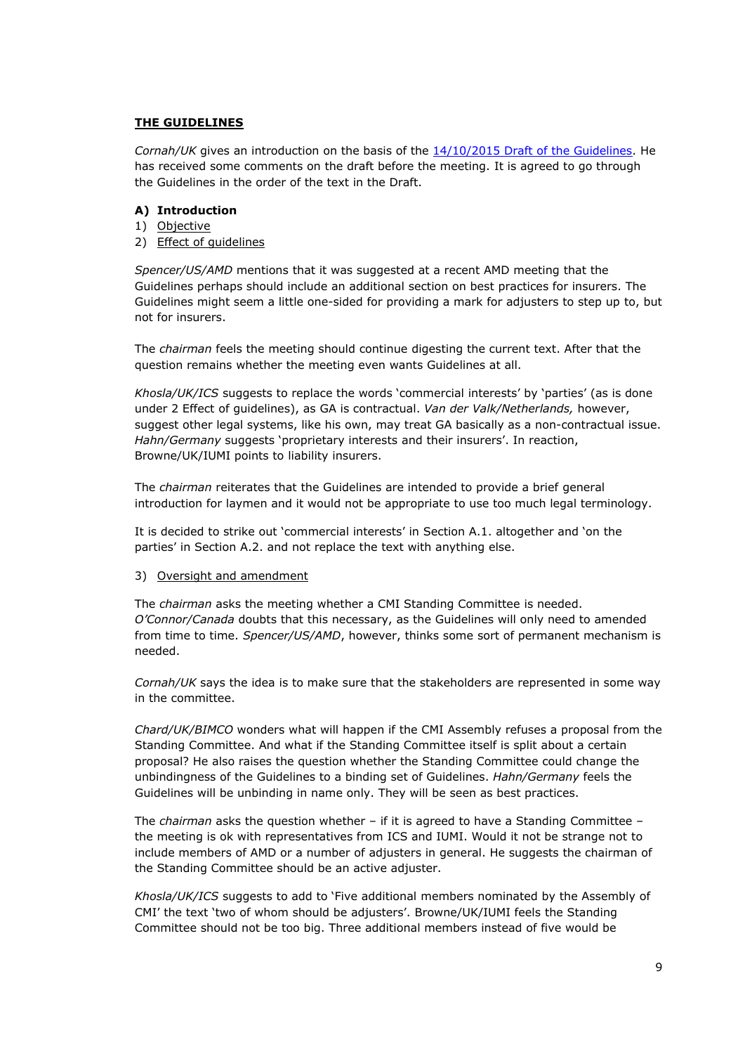**THE GUIDELINES**

*Cornah/UK* gives an introduction on the basis of the [14/10/2015 Draft of the Guidelines](). He has received some comments on the draft before the meeting. It is agreed to go through the Guidelines in the order of the text in the Draft.

**A) Introduction**

1) Objective
2) Effect of guidelines

*Spencer/US/AMD* mentions that it was suggested at a recent AMD meeting that the Guidelines perhaps should include an additional section on best practices for insurers. The Guidelines might seem a little one-sided for providing a mark for adjusters to step up to, but not for insurers.

The *chairman* feels the meeting should continue digesting the current text. After that the question remains whether the meeting even wants Guidelines at all.

*Khosla/UK/ICS* suggests to replace the words 'commercial interests' by 'parties' (as is done under 2 Effect of guidelines), as GA is contractual. *Van der Valk/Netherlands,* however, suggest other legal systems, like his own, may treat GA basically as a non-contractual issue. *Hahn/Germany* suggests 'proprietary interests and their insurers'. In reaction, Browne/UK/IUMI points to liability insurers.

The *chairman* reiterates that the Guidelines are intended to provide a brief general introduction for laymen and it would not be appropriate to use too much legal terminology.

It is decided to strike out 'commercial interests' in Section A.1. altogether and 'on the parties' in Section A.2. and not replace the text with anything else.

3) Oversight and amendment

The *chairman* asks the meeting whether a CMI Standing Committee is needed. *O'Connor/Canada* doubts that this necessary, as the Guidelines will only need to amended from time to time. *Spencer/US/AMD*, however, thinks some sort of permanent mechanism is needed.

*Cornah/UK* says the idea is to make sure that the stakeholders are represented in some way in the committee.

*Chard/UK/BIMCO* wonders what will happen if the CMI Assembly refuses a proposal from the Standing Committee. And what if the Standing Committee itself is split about a certain proposal? He also raises the question whether the Standing Committee could change the unbindingness of the Guidelines to a binding set of Guidelines. *Hahn/Germany* feels the Guidelines will be unbinding in name only. They will be seen as best practices.

The *chairman* asks the question whether – if it is agreed to have a Standing Committee – the meeting is ok with representatives from ICS and IUMI. Would it not be strange not to include members of AMD or a number of adjusters in general. He suggests the chairman of the Standing Committee should be an active adjuster.

*Khosla/UK/ICS* suggests to add to 'Five additional members nominated by the Assembly of CMI' the text 'two of whom should be adjusters'. Browne/UK/IUMI feels the Standing Committee should not be too big. Three additional members instead of five would be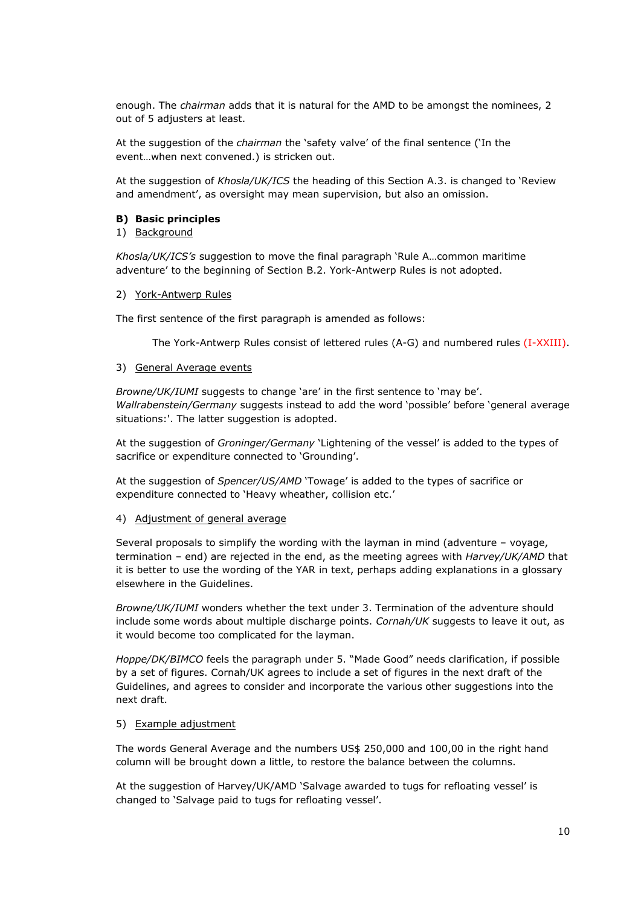enough. The *chairman* adds that it is natural for the AMD to be amongst the nominees, 2 out of 5 adjusters at least.

At the suggestion of the *chairman* the 'safety valve' of the final sentence ('In the event…when next convened.) is stricken out.

At the suggestion of *Khosla/UK/ICS* the heading of this Section A.3. is changed to 'Review and amendment', as oversight may mean supervision, but also an omission.

**B) Basic principles**

1) Background

*Khosla/UK/ICS's* suggestion to move the final paragraph 'Rule A…common maritime adventure' to the beginning of Section B.2. York-Antwerp Rules is not adopted.

2) York-Antwerp Rules

The first sentence of the first paragraph is amended as follows:

> The York-Antwerp Rules consist of lettered rules (A-G) and numbered rules (I-XXIII).

3) General Average events

*Browne/UK/IUMI* suggests to change 'are' in the first sentence to 'may be'. *Wallrabenstein/Germany* suggests instead to add the word 'possible' before 'general average situations:'. The latter suggestion is adopted.

At the suggestion of *Groninger/Germany* 'Lightening of the vessel' is added to the types of sacrifice or expenditure connected to 'Grounding'.

At the suggestion of *Spencer/US/AMD* 'Towage' is added to the types of sacrifice or expenditure connected to 'Heavy wheather, collision etc.'

4) Adjustment of general average

Several proposals to simplify the wording with the layman in mind (adventure – voyage, termination – end) are rejected in the end, as the meeting agrees with *Harvey/UK/AMD* that it is better to use the wording of the YAR in text, perhaps adding explanations in a glossary elsewhere in the Guidelines.

*Browne/UK/IUMI* wonders whether the text under 3. Termination of the adventure should include some words about multiple discharge points. *Cornah/UK* suggests to leave it out, as it would become too complicated for the layman.

*Hoppe/DK/BIMCO* feels the paragraph under 5. "Made Good" needs clarification, if possible by a set of figures. Cornah/UK agrees to include a set of figures in the next draft of the Guidelines, and agrees to consider and incorporate the various other suggestions into the next draft.

5) Example adjustment

The words General Average and the numbers US$ 250,000 and 100,00 in the right hand column will be brought down a little, to restore the balance between the columns.

At the suggestion of Harvey/UK/AMD 'Salvage awarded to tugs for refloating vessel' is changed to 'Salvage paid to tugs for refloating vessel'.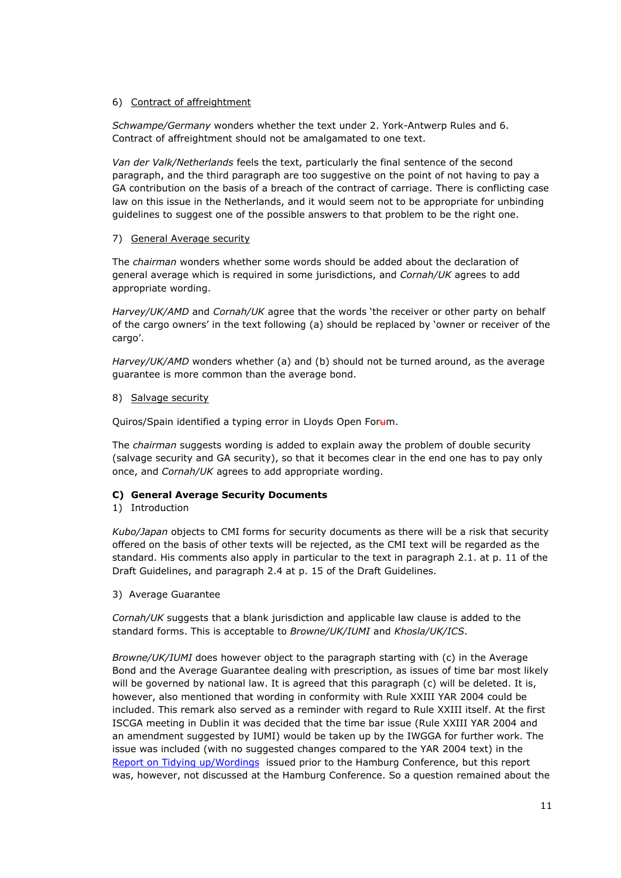6) Contract of affreightment

*Schwampe/Germany* wonders whether the text under 2. York-Antwerp Rules and 6. Contract of affreightment should not be amalgamated to one text.

*Van der Valk/Netherlands* feels the text, particularly the final sentence of the second paragraph, and the third paragraph are too suggestive on the point of not having to pay a GA contribution on the basis of a breach of the contract of carriage. There is conflicting case law on this issue in the Netherlands, and it would seem not to be appropriate for unbinding guidelines to suggest one of the possible answers to that problem to be the right one.

7) General Average security

The *chairman* wonders whether some words should be added about the declaration of general average which is required in some jurisdictions, and *Cornah/UK* agrees to add appropriate wording.

*Harvey/UK/AMD* and *Cornah/UK* agree that the words 'the receiver or other party on behalf of the cargo owners' in the text following (a) should be replaced by 'owner or receiver of the cargo'.

*Harvey/UK/AMD* wonders whether (a) and (b) should not be turned around, as the average guarantee is more common than the average bond.

8) Salvage security

Quiros/Spain identified a typing error in Lloyds Open Foru~~u~~m.

The *chairman* suggests wording is added to explain away the problem of double security (salvage security and GA security), so that it becomes clear in the end one has to pay only once, and *Cornah/UK* agrees to add appropriate wording.

**C) General Average Security Documents**

1) Introduction

*Kubo/Japan* objects to CMI forms for security documents as there will be a risk that security offered on the basis of other texts will be rejected, as the CMI text will be regarded as the standard. His comments also apply in particular to the text in paragraph 2.1. at p. 11 of the Draft Guidelines, and paragraph 2.4 at p. 15 of the Draft Guidelines.

3) Average Guarantee

*Cornah/UK* suggests that a blank jurisdiction and applicable law clause is added to the standard forms. This is acceptable to *Browne/UK/IUMI* and *Khosla/UK/ICS*.

*Browne/UK/IUMI* does however object to the paragraph starting with (c) in the Average Bond and the Average Guarantee dealing with prescription, as issues of time bar most likely will be governed by national law. It is agreed that this paragraph (c) will be deleted. It is, however, also mentioned that wording in conformity with Rule XXIII YAR 2004 could be included. This remark also served as a reminder with regard to Rule XXIII itself. At the first ISCGA meeting in Dublin it was decided that the time bar issue (Rule XXIII YAR 2004 and an amendment suggested by IUMI) would be taken up by the IWGGA for further work. The issue was included (with no suggested changes compared to the YAR 2004 text) in the Report on Tidying up/Wordings issued prior to the Hamburg Conference, but this report was, however, not discussed at the Hamburg Conference. So a question remained about the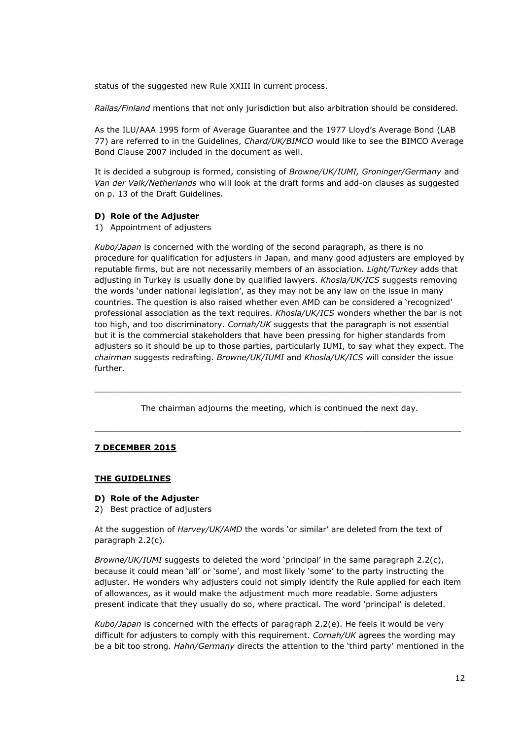status of the suggested new Rule XXIII in current process.

*Railas/Finland* mentions that not only jurisdiction but also arbitration should be considered.

As the ILU/AAA 1995 form of Average Guarantee and the 1977 Lloyd's Average Bond (LAB 77) are referred to in the Guidelines, *Chard/UK/BIMCO* would like to see the BIMCO Average Bond Clause 2007 included in the document as well.

It is decided a subgroup is formed, consisting of *Browne/UK/IUMI, Groninger/Germany* and *Van der Valk/Netherlands* who will look at the draft forms and add-on clauses as suggested on p. 13 of the Draft Guidelines.

**D) Role of the Adjuster**

1) Appointment of adjusters

*Kubo/Japan* is concerned with the wording of the second paragraph, as there is no procedure for qualification for adjusters in Japan, and many good adjusters are employed by reputable firms, but are not necessarily members of an association. *Light/Turkey* adds that adjusting in Turkey is usually done by qualified lawyers. *Khosla/UK/ICS* suggests removing the words 'under national legislation', as they may not be any law on the issue in many countries. The question is also raised whether even AMD can be considered a 'recognized' professional association as the text requires. *Khosla/UK/ICS* wonders whether the bar is not too high, and too discriminatory. *Cornah/UK* suggests that the paragraph is not essential but it is the commercial stakeholders that have been pressing for higher standards from adjusters so it should be up to those parties, particularly IUMI, to say what they expect. The *chairman* suggests redrafting. *Browne/UK/IUMI* and *Khosla/UK/ICS* will consider the issue further.

---

The chairman adjourns the meeting, which is continued the next day.

---

**7 DECEMBER 2015**

**THE GUIDELINES**

**D) Role of the Adjuster**

2) Best practice of adjusters

At the suggestion of *Harvey/UK/AMD* the words 'or similar' are deleted from the text of paragraph 2.2(c).

*Browne/UK/IUMI* suggests to deleted the word 'principal' in the same paragraph 2.2(c), because it could mean 'all' or 'some', and most likely 'some' to the party instructing the adjuster. He wonders why adjusters could not simply identify the Rule applied for each item of allowances, as it would make the adjustment much more readable. Some adjusters present indicate that they usually do so, where practical. The word 'principal' is deleted.

*Kubo/Japan* is concerned with the effects of paragraph 2.2(e). He feels it would be very difficult for adjusters to comply with this requirement. *Cornah/UK* agrees the wording may be a bit too strong. *Hahn/Germany* directs the attention to the 'third party' mentioned in the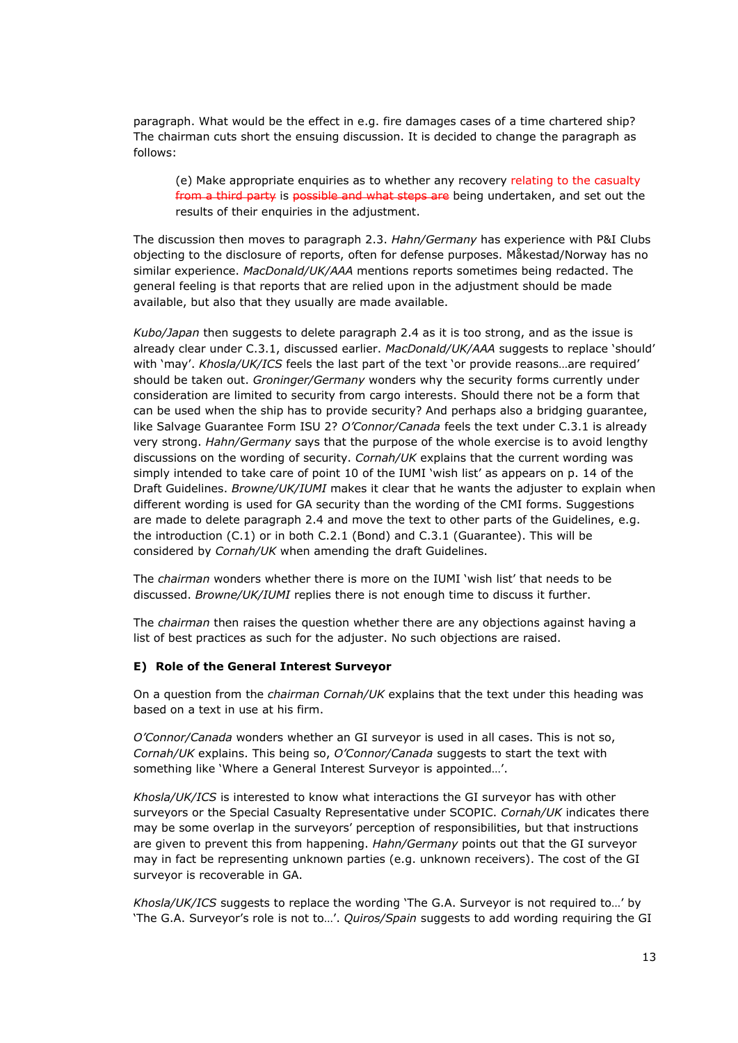paragraph. What would be the effect in e.g. fire damages cases of a time chartered ship? The chairman cuts short the ensuing discussion. It is decided to change the paragraph as follows:

> (e) Make appropriate enquiries as to whether any recovery relating to the casualty ~~from a third party~~ is ~~possible and what steps are~~ being undertaken, and set out the results of their enquiries in the adjustment.

The discussion then moves to paragraph 2.3. *Hahn/Germany* has experience with P&I Clubs objecting to the disclosure of reports, often for defense purposes. Måkestad/Norway has no similar experience. *MacDonald/UK/AAA* mentions reports sometimes being redacted. The general feeling is that reports that are relied upon in the adjustment should be made available, but also that they usually are made available.

*Kubo/Japan* then suggests to delete paragraph 2.4 as it is too strong, and as the issue is already clear under C.3.1, discussed earlier. *MacDonald/UK/AAA* suggests to replace 'should' with 'may'. *Khosla/UK/ICS* feels the last part of the text 'or provide reasons…are required' should be taken out. *Groninger/Germany* wonders why the security forms currently under consideration are limited to security from cargo interests. Should there not be a form that can be used when the ship has to provide security? And perhaps also a bridging guarantee, like Salvage Guarantee Form ISU 2? *O'Connor/Canada* feels the text under C.3.1 is already very strong. *Hahn/Germany* says that the purpose of the whole exercise is to avoid lengthy discussions on the wording of security. *Cornah/UK* explains that the current wording was simply intended to take care of point 10 of the IUMI 'wish list' as appears on p. 14 of the Draft Guidelines. *Browne/UK/IUMI* makes it clear that he wants the adjuster to explain when different wording is used for GA security than the wording of the CMI forms. Suggestions are made to delete paragraph 2.4 and move the text to other parts of the Guidelines, e.g. the introduction (C.1) or in both C.2.1 (Bond) and C.3.1 (Guarantee). This will be considered by *Cornah/UK* when amending the draft Guidelines.

The *chairman* wonders whether there is more on the IUMI 'wish list' that needs to be discussed. *Browne/UK/IUMI* replies there is not enough time to discuss it further.

The *chairman* then raises the question whether there are any objections against having a list of best practices as such for the adjuster. No such objections are raised.

**E) Role of the General Interest Surveyor**

On a question from the *chairman Cornah/UK* explains that the text under this heading was based on a text in use at his firm.

*O'Connor/Canada* wonders whether an GI surveyor is used in all cases. This is not so, *Cornah/UK* explains. This being so, *O'Connor/Canada* suggests to start the text with something like 'Where a General Interest Surveyor is appointed…'.

*Khosla/UK/ICS* is interested to know what interactions the GI surveyor has with other surveyors or the Special Casualty Representative under SCOPIC. *Cornah/UK* indicates there may be some overlap in the surveyors' perception of responsibilities, but that instructions are given to prevent this from happening. *Hahn/Germany* points out that the GI surveyor may in fact be representing unknown parties (e.g. unknown receivers). The cost of the GI surveyor is recoverable in GA.

*Khosla/UK/ICS* suggests to replace the wording 'The G.A. Surveyor is not required to…' by 'The G.A. Surveyor's role is not to…'. *Quiros/Spain* suggests to add wording requiring the GI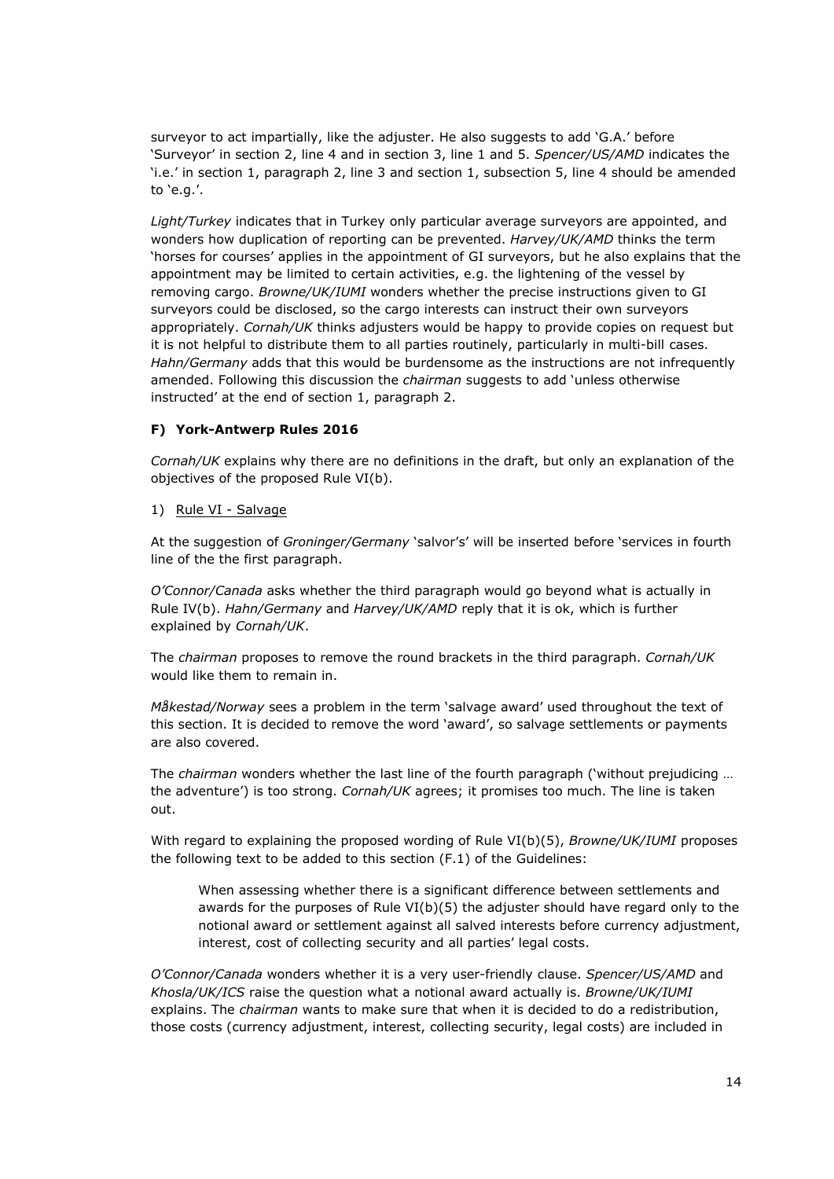surveyor to act impartially, like the adjuster. He also suggests to add 'G.A.' before 'Surveyor' in section 2, line 4 and in section 3, line 1 and 5. *Spencer/US/AMD* indicates the 'i.e.' in section 1, paragraph 2, line 3 and section 1, subsection 5, line 4 should be amended to 'e.g.'.

*Light/Turkey* indicates that in Turkey only particular average surveyors are appointed, and wonders how duplication of reporting can be prevented. *Harvey/UK/AMD* thinks the term 'horses for courses' applies in the appointment of GI surveyors, but he also explains that the appointment may be limited to certain activities, e.g. the lightening of the vessel by removing cargo. *Browne/UK/IUMI* wonders whether the precise instructions given to GI surveyors could be disclosed, so the cargo interests can instruct their own surveyors appropriately. *Cornah/UK* thinks adjusters would be happy to provide copies on request but it is not helpful to distribute them to all parties routinely, particularly in multi-bill cases. *Hahn/Germany* adds that this would be burdensome as the instructions are not infrequently amended. Following this discussion the *chairman* suggests to add 'unless otherwise instructed' at the end of section 1, paragraph 2.

**F) York-Antwerp Rules 2016**

*Cornah/UK* explains why there are no definitions in the draft, but only an explanation of the objectives of the proposed Rule VI(b).

1) Rule VI - Salvage

At the suggestion of *Groninger/Germany* 'salvor's' will be inserted before 'services in fourth line of the the first paragraph.

*O'Connor/Canada* asks whether the third paragraph would go beyond what is actually in Rule IV(b). *Hahn/Germany* and *Harvey/UK/AMD* reply that it is ok, which is further explained by *Cornah/UK*.

The *chairman* proposes to remove the round brackets in the third paragraph. *Cornah/UK* would like them to remain in.

*Måkestad/Norway* sees a problem in the term 'salvage award' used throughout the text of this section. It is decided to remove the word 'award', so salvage settlements or payments are also covered.

The *chairman* wonders whether the last line of the fourth paragraph ('without prejudicing … the adventure') is too strong. *Cornah/UK* agrees; it promises too much. The line is taken out.

With regard to explaining the proposed wording of Rule VI(b)(5), *Browne/UK/IUMI* proposes the following text to be added to this section (F.1) of the Guidelines:

> When assessing whether there is a significant difference between settlements and awards for the purposes of Rule VI(b)(5) the adjuster should have regard only to the notional award or settlement against all salved interests before currency adjustment, interest, cost of collecting security and all parties' legal costs.

*O'Connor/Canada* wonders whether it is a very user-friendly clause. *Spencer/US/AMD* and *Khosla/UK/ICS* raise the question what a notional award actually is. *Browne/UK/IUMI* explains. The *chairman* wants to make sure that when it is decided to do a redistribution, those costs (currency adjustment, interest, collecting security, legal costs) are included in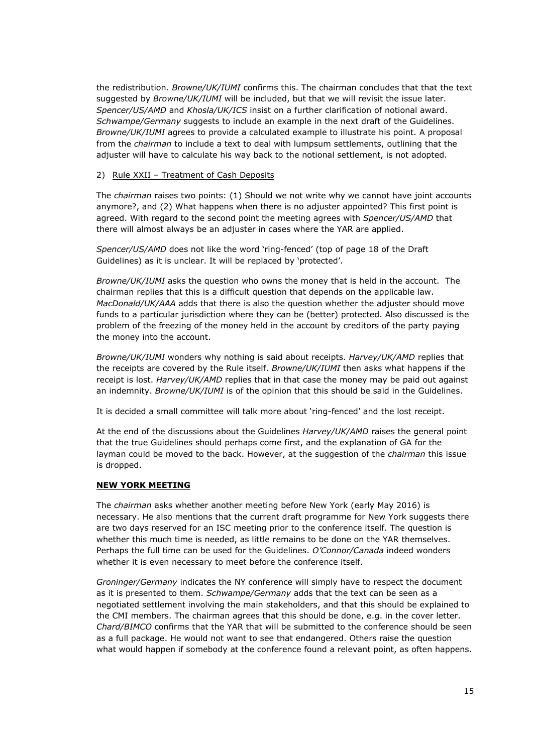the redistribution. *Browne/UK/IUMI* confirms this. The chairman concludes that that the text suggested by *Browne/UK/IUMI* will be included, but that we will revisit the issue later. *Spencer/US/AMD* and *Khosla/UK/ICS* insist on a further clarification of notional award. *Schwampe/Germany* suggests to include an example in the next draft of the Guidelines. *Browne/UK/IUMI* agrees to provide a calculated example to illustrate his point. A proposal from the *chairman* to include a text to deal with lumpsum settlements, outlining that the adjuster will have to calculate his way back to the notional settlement, is not adopted.

2) Rule XXII – Treatment of Cash Deposits

The *chairman* raises two points: (1) Should we not write why we cannot have joint accounts anymore?, and (2) What happens when there is no adjuster appointed? This first point is agreed. With regard to the second point the meeting agrees with *Spencer/US/AMD* that there will almost always be an adjuster in cases where the YAR are applied.

*Spencer/US/AMD* does not like the word 'ring-fenced' (top of page 18 of the Draft Guidelines) as it is unclear. It will be replaced by 'protected'.

*Browne/UK/IUMI* asks the question who owns the money that is held in the account. The chairman replies that this is a difficult question that depends on the applicable law. *MacDonald/UK/AAA* adds that there is also the question whether the adjuster should move funds to a particular jurisdiction where they can be (better) protected. Also discussed is the problem of the freezing of the money held in the account by creditors of the party paying the money into the account.

*Browne/UK/IUMI* wonders why nothing is said about receipts. *Harvey/UK/AMD* replies that the receipts are covered by the Rule itself. *Browne/UK/IUMI* then asks what happens if the receipt is lost. *Harvey/UK/AMD* replies that in that case the money may be paid out against an indemnity. *Browne/UK/IUMI* is of the opinion that this should be said in the Guidelines.

It is decided a small committee will talk more about 'ring-fenced' and the lost receipt.

At the end of the discussions about the Guidelines *Harvey/UK/AMD* raises the general point that the true Guidelines should perhaps come first, and the explanation of GA for the layman could be moved to the back. However, at the suggestion of the *chairman* this issue is dropped.

**NEW YORK MEETING**

The *chairman* asks whether another meeting before New York (early May 2016) is necessary. He also mentions that the current draft programme for New York suggests there are two days reserved for an ISC meeting prior to the conference itself. The question is whether this much time is needed, as little remains to be done on the YAR themselves. Perhaps the full time can be used for the Guidelines. *O'Connor/Canada* indeed wonders whether it is even necessary to meet before the conference itself.

*Groninger/Germany* indicates the NY conference will simply have to respect the document as it is presented to them. *Schwampe/Germany* adds that the text can be seen as a negotiated settlement involving the main stakeholders, and that this should be explained to the CMI members. The chairman agrees that this should be done, e.g. in the cover letter. *Chard/BIMCO* confirms that the YAR that will be submitted to the conference should be seen as a full package. He would not want to see that endangered. Others raise the question what would happen if somebody at the conference found a relevant point, as often happens.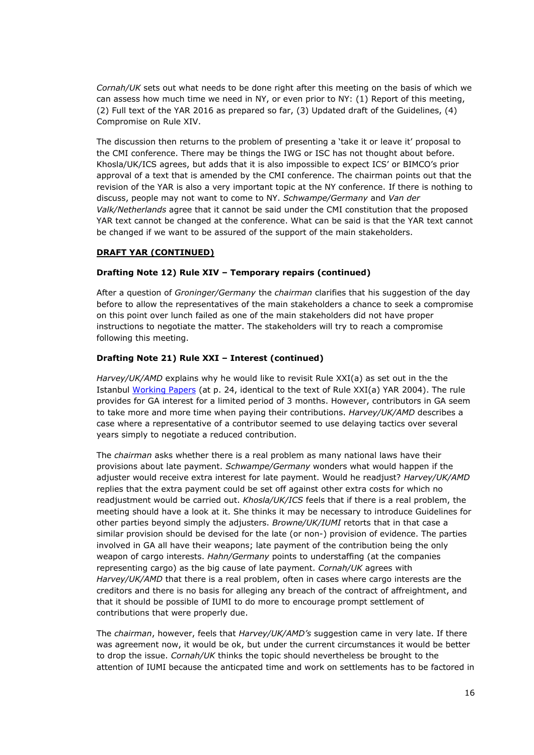*Cornah/UK* sets out what needs to be done right after this meeting on the basis of which we can assess how much time we need in NY, or even prior to NY: (1) Report of this meeting, (2) Full text of the YAR 2016 as prepared so far, (3) Updated draft of the Guidelines, (4) Compromise on Rule XIV.

The discussion then returns to the problem of presenting a 'take it or leave it' proposal to the CMI conference. There may be things the IWG or ISC has not thought about before. Khosla/UK/ICS agrees, but adds that it is also impossible to expect ICS' or BIMCO's prior approval of a text that is amended by the CMI conference. The chairman points out that the revision of the YAR is also a very important topic at the NY conference. If there is nothing to discuss, people may not want to come to NY. *Schwampe/Germany* and *Van der Valk/Netherlands* agree that it cannot be said under the CMI constitution that the proposed YAR text cannot be changed at the conference. What can be said is that the YAR text cannot be changed if we want to be assured of the support of the main stakeholders.

## DRAFT YAR (CONTINUED)

### Drafting Note 12) Rule XIV – Temporary repairs (continued)

After a question of *Groninger/Germany* the *chairman* clarifies that his suggestion of the day before to allow the representatives of the main stakeholders a chance to seek a compromise on this point over lunch failed as one of the main stakeholders did not have proper instructions to negotiate the matter. The stakeholders will try to reach a compromise following this meeting.

### Drafting Note 21) Rule XXI – Interest (continued)

*Harvey/UK/AMD* explains why he would like to revisit Rule XXI(a) as set out in the the Istanbul Working Papers (at p. 24, identical to the text of Rule XXI(a) YAR 2004). The rule provides for GA interest for a limited period of 3 months. However, contributors in GA seem to take more and more time when paying their contributions. *Harvey/UK/AMD* describes a case where a representative of a contributor seemed to use delaying tactics over several years simply to negotiate a reduced contribution.

The *chairman* asks whether there is a real problem as many national laws have their provisions about late payment. *Schwampe/Germany* wonders what would happen if the adjuster would receive extra interest for late payment. Would he readjust? *Harvey/UK/AMD* replies that the extra payment could be set off against other extra costs for which no readjustment would be carried out. *Khosla/UK/ICS* feels that if there is a real problem, the meeting should have a look at it. She thinks it may be necessary to introduce Guidelines for other parties beyond simply the adjusters. *Browne/UK/IUMI* retorts that in that case a similar provision should be devised for the late (or non-) provision of evidence. The parties involved in GA all have their weapons; late payment of the contribution being the only weapon of cargo interests. *Hahn/Germany* points to understaffing (at the companies representing cargo) as the big cause of late payment. *Cornah/UK* agrees with *Harvey/UK/AMD* that there is a real problem, often in cases where cargo interests are the creditors and there is no basis for alleging any breach of the contract of affreightment, and that it should be possible of IUMI to do more to encourage prompt settlement of contributions that were properly due.

The *chairman*, however, feels that *Harvey/UK/AMD's* suggestion came in very late. If there was agreement now, it would be ok, but under the current circumstances it would be better to drop the issue. *Cornah/UK* thinks the topic should nevertheless be brought to the attention of IUMI because the anticpated time and work on settlements has to be factored in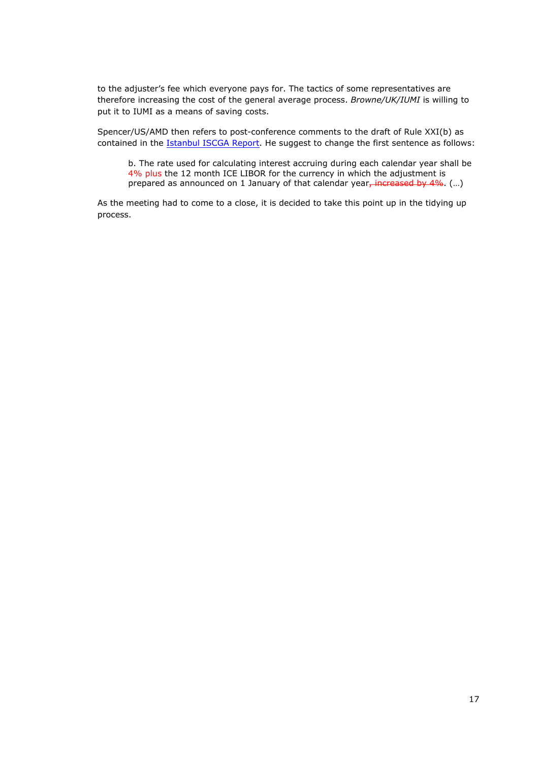to the adjuster's fee which everyone pays for. The tactics of some representatives are therefore increasing the cost of the general average process. *Browne/UK/IUMI* is willing to put it to IUMI as a means of saving costs.

Spencer/US/AMD then refers to post-conference comments to the draft of Rule XXI(b) as contained in the [Istanbul ISCGA Report](). He suggest to change the first sentence as follows:

> b. The rate used for calculating interest accruing during each calendar year shall be 4% plus the 12 month ICE LIBOR for the currency in which the adjustment is prepared as announced on 1 January of that calendar year~~, increased by 4%~~. (…)

As the meeting had to come to a close, it is decided to take this point up in the tidying up process.